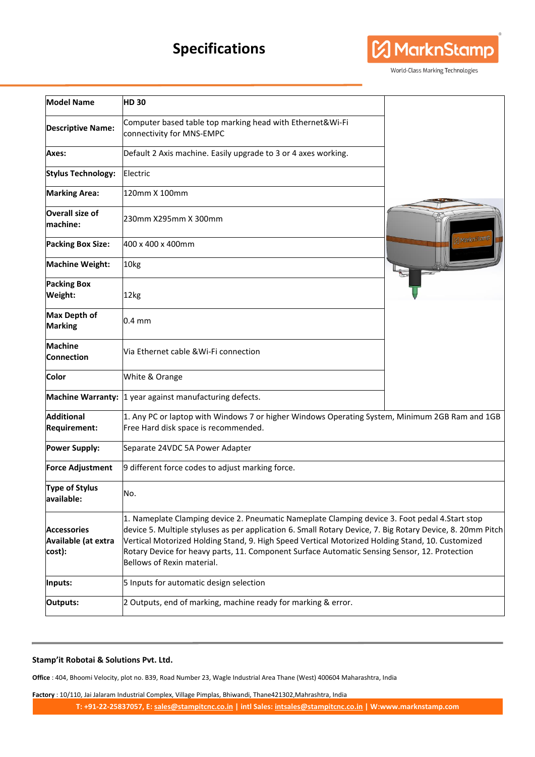# Specifications

| Model Name | HD 30 |
|---|---|
| Descriptive Name: | Computer based table top marking head with Ethernet&Wi-Fi connectivity for MNS-EMPC |
| Axes: | Default 2 Axis machine. Easily upgrade to 3 or 4 axes working. |
| Stylus Technology: | Electric |
| Marking Area: | 120mm X 100mm |
| Overall size of machine: | 230mm X295mm X 300mm |
| Packing Box Size: | 400 x 400 x 400mm |
| Machine Weight: | 10kg |
| Packing Box Weight: | 12kg |
| Max Depth of Marking | 0.4 mm |
| Machine Connection | Via Ethernet cable &Wi-Fi connection |
| Color | White & Orange |
| Machine Warranty: | 1 year against manufacturing defects. |
| Additional Requirement: | 1. Any PC or laptop with Windows 7 or higher Windows Operating System, Minimum 2GB Ram and 1GB Free Hard disk space is recommended. |
| Power Supply: | Separate 24VDC 5A Power Adapter |
| Force Adjustment | 9 different force codes to adjust marking force. |
| Type of Stylus available: | No. |
| Accessories Available (at extra cost): | 1. Nameplate Clamping device 2. Pneumatic Nameplate Clamping device 3. Foot pedal 4.Start stop device 5. Multiple styluses as per application 6. Small Rotary Device, 7. Big Rotary Device, 8. 20mm Pitch Vertical Motorized Holding Stand, 9. High Speed Vertical Motorized Holding Stand, 10. Customized Rotary Device for heavy parts, 11. Component Surface Automatic Sensing Sensor, 12. Protection Bellows of Rexin material. |
| Inputs: | 5 Inputs for automatic design selection |
| Outputs: | 2 Outputs, end of marking, machine ready for marking & error. |

**Stamp'it Robotai & Solutions Pvt. Ltd.**

**Office** : 404, Bhoomi Velocity, plot no. B39, Road Number 23, Wagle Industrial Area Thane (West) 400604 Maharashtra, India

**Factory** : 10/110, Jai Jalaram Industrial Complex, Village Pimplas, Bhiwandi, Thane421302,Mahrashtra, India

**T: +91-22-25837057, E: sales@stampitcnc.co.in | intl Sales: intsales@stampitcnc.co.in | W:www.marknstamp.com**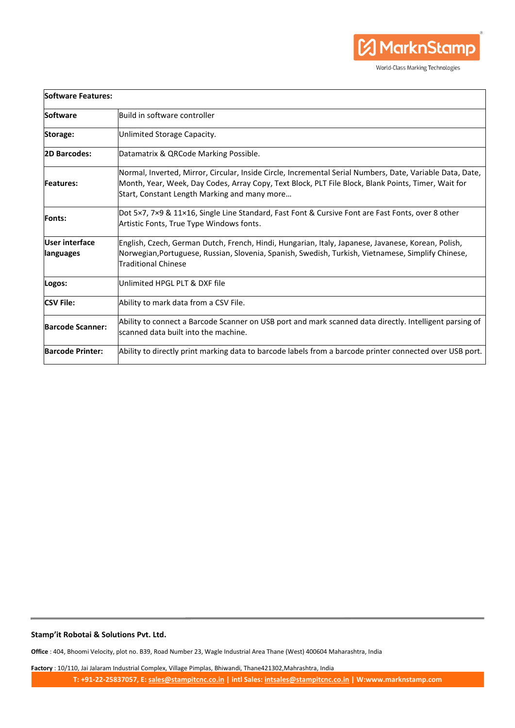| Software Features: | |
|---|---|
| Software | Build in software controller |
| Storage: | Unlimited Storage Capacity. |
| 2D Barcodes: | Datamatrix & QRCode Marking Possible. |
| Features: | Normal, Inverted, Mirror, Circular, Inside Circle, Incremental Serial Numbers, Date, Variable Data, Date, Month, Year, Week, Day Codes, Array Copy, Text Block, PLT File Block, Blank Points, Timer, Wait for Start, Constant Length Marking and many more… |
| Fonts: | Dot 5×7, 7×9 & 11×16, Single Line Standard, Fast Font & Cursive Font are Fast Fonts, over 8 other Artistic Fonts, True Type Windows fonts. |
| User interface languages | English, Czech, German Dutch, French, Hindi, Hungarian, Italy, Japanese, Javanese, Korean, Polish, Norwegian,Portuguese, Russian, Slovenia, Spanish, Swedish, Turkish, Vietnamese, Simplify Chinese, Traditional Chinese |
| Logos: | Unlimited HPGL PLT & DXF file |
| CSV File: | Ability to mark data from a CSV File. |
| Barcode Scanner: | Ability to connect a Barcode Scanner on USB port and mark scanned data directly. Intelligent parsing of scanned data built into the machine. |
| Barcode Printer: | Ability to directly print marking data to barcode labels from a barcode printer connected over USB port. |

**Stamp'it Robotai & Solutions Pvt. Ltd.**

**Office** : 404, Bhoomi Velocity, plot no. B39, Road Number 23, Wagle Industrial Area Thane (West) 400604 Maharashtra, India

**Factory** : 10/110, Jai Jalaram Industrial Complex, Village Pimplas, Bhiwandi, Thane421302,Mahrashtra, India

**T: +91-22-25837057, E: sales@stampitcnc.co.in | intl Sales: intsales@stampitcnc.co.in | W:www.marknstamp.com**